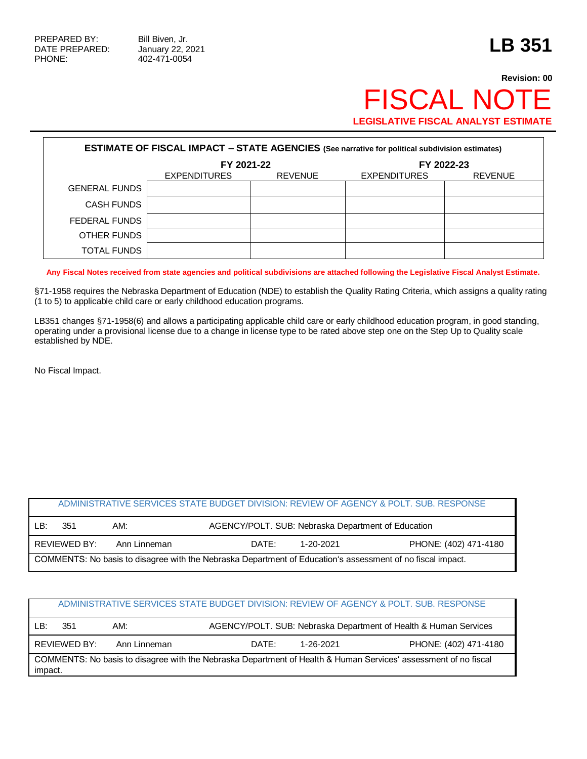PREPARED BY: Bill Biven, Jr.
DATE PREPARED: January 22, 2021
PHONE: 402-471-0054

# LB 351

**Revision: 00**

# FISCAL NOTE

**LEGISLATIVE FISCAL ANALYST ESTIMATE**

| ESTIMATE OF FISCAL IMPACT – STATE AGENCIES (See narrative for political subdivision estimates) | | | | |
|---|---|---|---|---|
| | FY 2021-22 | | FY 2022-23 | |
| | EXPENDITURES | REVENUE | EXPENDITURES | REVENUE |
| GENERAL FUNDS | | | | |
| CASH FUNDS | | | | |
| FEDERAL FUNDS | | | | |
| OTHER FUNDS | | | | |
| TOTAL FUNDS | | | | |

**Any Fiscal Notes received from state agencies and political subdivisions are attached following the Legislative Fiscal Analyst Estimate.**

§71-1958 requires the Nebraska Department of Education (NDE) to establish the Quality Rating Criteria, which assigns a quality rating (1 to 5) to applicable child care or early childhood education programs.

LB351 changes §71-1958(6) and allows a participating applicable child care or early childhood education program, in good standing, operating under a provisional license due to a change in license type to be rated above step one on the Step Up to Quality scale established by NDE.

No Fiscal Impact.

| ADMINISTRATIVE SERVICES STATE BUDGET DIVISION: REVIEW OF AGENCY & POLT. SUB. RESPONSE | | | |
|---|---|---|---|
| LB: 351 | AM: | AGENCY/POLT. SUB: Nebraska Department of Education | |
| REVIEWED BY: Ann Linneman | | DATE: 1-20-2021 | PHONE: (402) 471-4180 |
| COMMENTS: No basis to disagree with the Nebraska Department of Education's assessment of no fiscal impact. | | | |

| ADMINISTRATIVE SERVICES STATE BUDGET DIVISION: REVIEW OF AGENCY & POLT. SUB. RESPONSE | | | |
|---|---|---|---|
| LB: 351 | AM: | AGENCY/POLT. SUB: Nebraska Department of Health & Human Services | |
| REVIEWED BY: Ann Linneman | | DATE: 1-26-2021 | PHONE: (402) 471-4180 |
| COMMENTS: No basis to disagree with the Nebraska Department of Health & Human Services' assessment of no fiscal impact. | | | |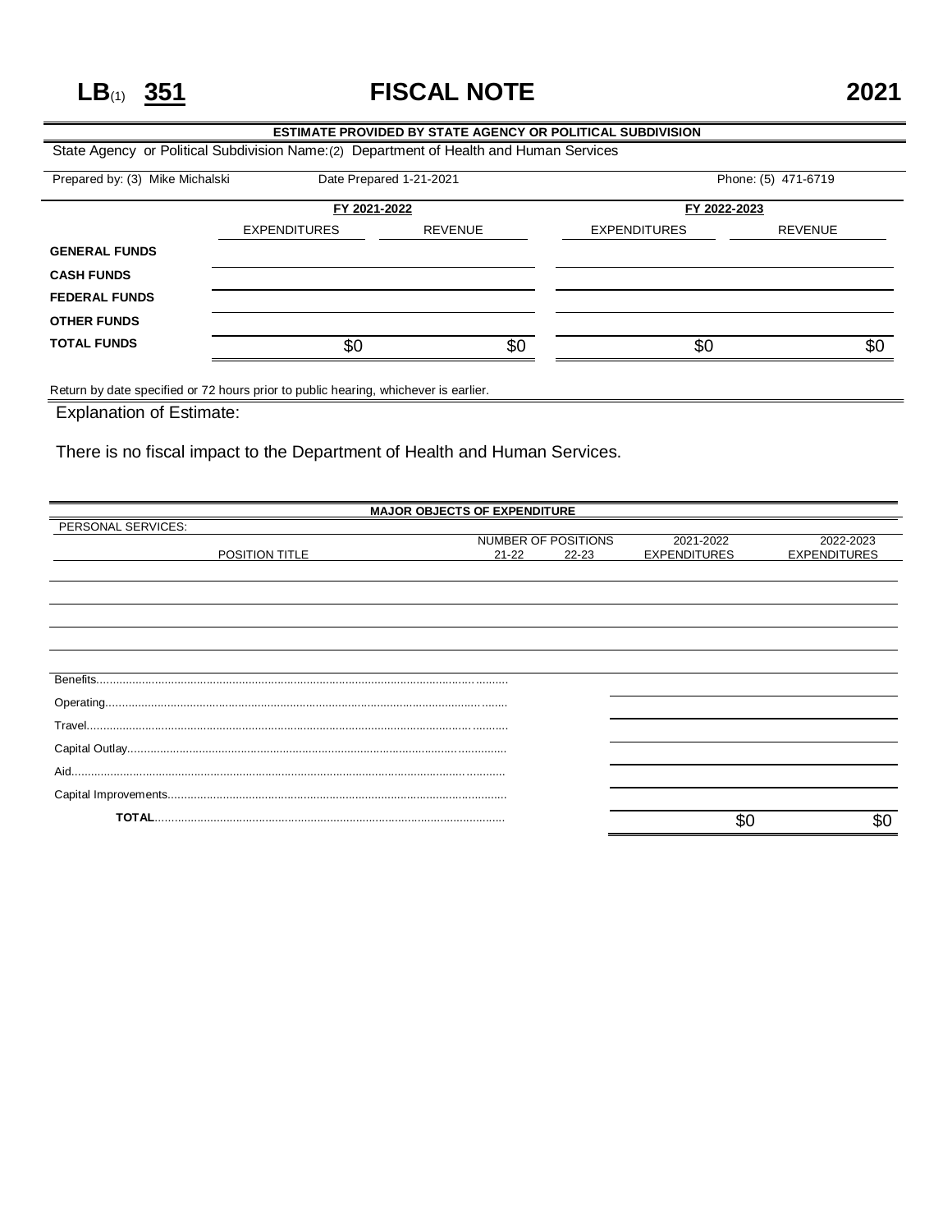# LB(1) 351 FISCAL NOTE 2021

**ESTIMATE PROVIDED BY STATE AGENCY OR POLITICAL SUBDIVISION**

State Agency or Political Subdivision Name:(2) Department of Health and Human Services

Prepared by: (3) Mike Michalski | Date Prepared 1-21-2021 | Phone: (5) 471-6719

| | FY 2021-2022 | | FY 2022-2023 | |
|---|---|---|---|---|
| | EXPENDITURES | REVENUE | EXPENDITURES | REVENUE |
| **GENERAL FUNDS** | | | | |
| **CASH FUNDS** | | | | |
| **FEDERAL FUNDS** | | | | |
| **OTHER FUNDS** | | | | |
| **TOTAL FUNDS** | $0 | $0 | $0 | $0 |

Return by date specified or 72 hours prior to public hearing, whichever is earlier.

Explanation of Estimate:

There is no fiscal impact to the Department of Health and Human Services.

**MAJOR OBJECTS OF EXPENDITURE**

PERSONAL SERVICES:

| POSITION TITLE | NUMBER OF POSITIONS 21-22 | NUMBER OF POSITIONS 22-23 | 2021-2022 EXPENDITURES | 2022-2023 EXPENDITURES |
|---|---|---|---|---|
| | | | | |
| Benefits | | | | |
| Operating | | | | |
| Travel | | | | |
| Capital Outlay | | | | |
| Aid | | | | |
| Capital Improvements | | | | |
| **TOTAL** | | | $0 | $0 |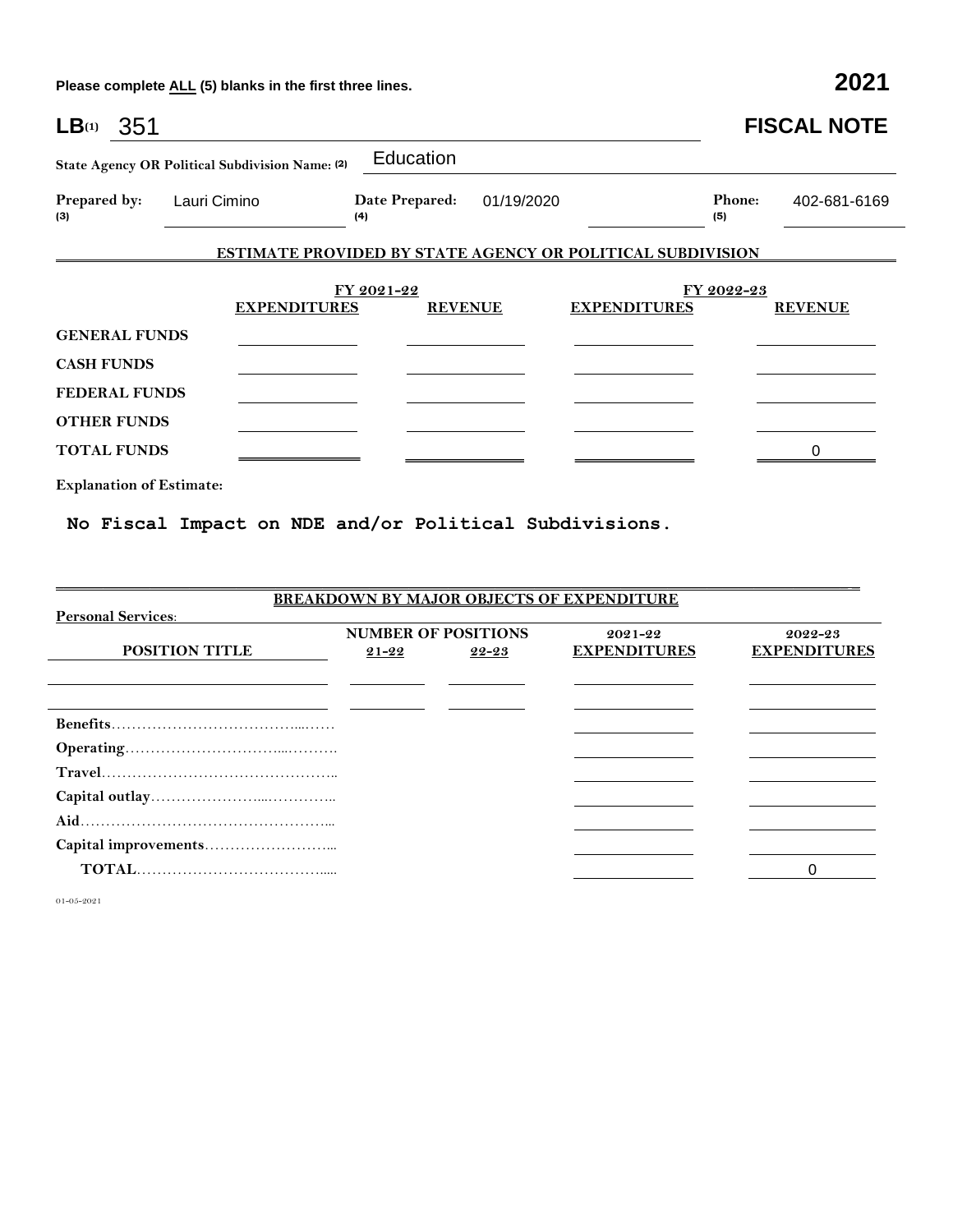Please complete ALL (5) blanks in the first three lines.

**2021**

# LB(1) 351

# FISCAL NOTE

**State Agency OR Political Subdivision Name: (2)** Education

**Prepared by: (3)** Lauri Cimino **Date Prepared: (4)** 01/19/2020 **Phone: (5)** 402-681-6169

## ESTIMATE PROVIDED BY STATE AGENCY OR POLITICAL SUBDIVISION

| | FY 2021-22 | | FY 2022-23 | |
|---|---|---|---|---|
| | EXPENDITURES | REVENUE | EXPENDITURES | REVENUE |
| GENERAL FUNDS | | | | |
| CASH FUNDS | | | | |
| FEDERAL FUNDS | | | | |
| OTHER FUNDS | | | | |
| TOTAL FUNDS | | | | 0 |

**Explanation of Estimate:**

**No Fiscal Impact on NDE and/or Political Subdivisions.**

## BREAKDOWN BY MAJOR OBJECTS OF EXPENDITURE

**Personal Services:**

| POSITION TITLE | NUMBER OF POSITIONS 21-22 | NUMBER OF POSITIONS 22-23 | 2021-22 EXPENDITURES | 2022-23 EXPENDITURES |
|---|---|---|---|---|
| | | | | |
| | | | | |
| Benefits | | | | |
| Operating | | | | |
| Travel | | | | |
| Capital outlay | | | | |
| Aid | | | | |
| Capital improvements | | | | |
| TOTAL | | | | 0 |

01-05-2021